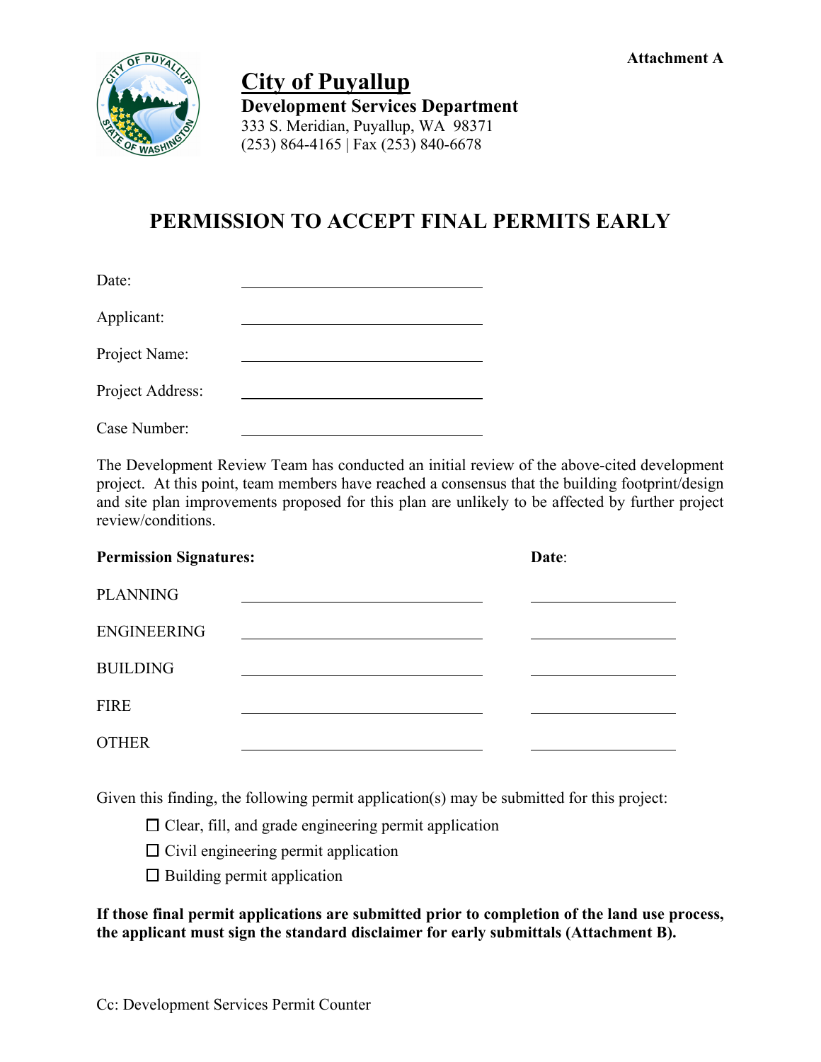Attachment A

# City of Puyallup

**Development Services Department**
333 S. Meridian, Puyallup, WA 98371
(253) 864-4165 | Fax (253) 840-6678

## PERMISSION TO ACCEPT FINAL PERMITS EARLY

Date: ______________________________

Applicant: ______________________________

Project Name: ______________________________

Project Address: ______________________________

Case Number: ______________________________

The Development Review Team has conducted an initial review of the above-cited development project. At this point, team members have reached a consensus that the building footprint/design and site plan improvements proposed for this plan are unlikely to be affected by further project review/conditions.

| **Permission Signatures:** | | **Date**: |
|---|---|---|
| PLANNING | ______________________________ | __________________ |
| ENGINEERING | ______________________________ | __________________ |
| BUILDING | ______________________________ | __________________ |
| FIRE | ______________________________ | __________________ |
| OTHER | ______________________________ | __________________ |

Given this finding, the following permit application(s) may be submitted for this project:

- ☐ Clear, fill, and grade engineering permit application
- ☐ Civil engineering permit application
- ☐ Building permit application

**If those final permit applications are submitted prior to completion of the land use process, the applicant must sign the standard disclaimer for early submittals (Attachment B).**

Cc: Development Services Permit Counter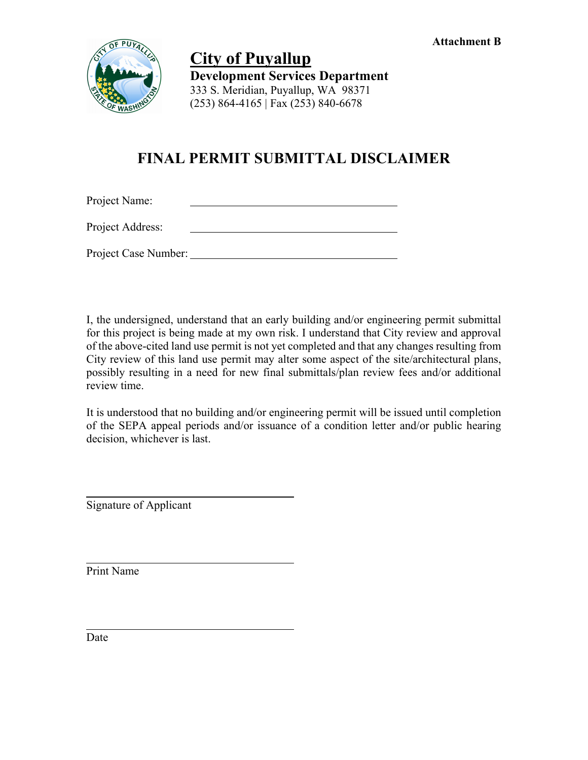**Attachment B**

# City of Puyallup

**Development Services Department**

333 S. Meridian, Puyallup, WA 98371

(253) 864-4165 | Fax (253) 840-6678

## FINAL PERMIT SUBMITTAL DISCLAIMER

Project Name: ______________________________________

Project Address: ______________________________________

Project Case Number: ______________________________________

I, the undersigned, understand that an early building and/or engineering permit submittal for this project is being made at my own risk. I understand that City review and approval of the above-cited land use permit is not yet completed and that any changes resulting from City review of this land use permit may alter some aspect of the site/architectural plans, possibly resulting in a need for new final submittals/plan review fees and/or additional review time.

It is understood that no building and/or engineering permit will be issued until completion of the SEPA appeal periods and/or issuance of a condition letter and/or public hearing decision, whichever is last.

______________________________________

Signature of Applicant

______________________________________

Print Name

______________________________________

Date